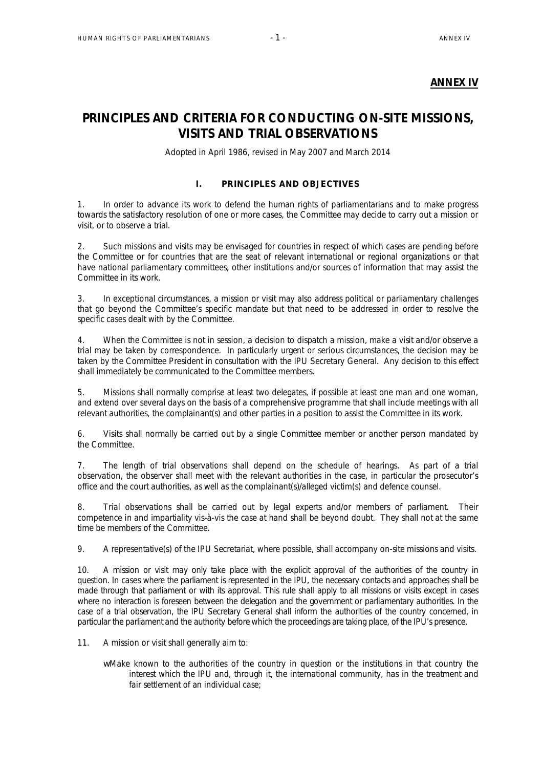**ANNEX IV**

# PRINCIPLES AND CRITERIA FOR CONDUCTING ON-SITE MISSIONS, VISITS AND TRIAL OBSERVATIONS

Adopted in April 1986, revised in May 2007 and March 2014

## I. PRINCIPLES AND OBJECTIVES

1. In order to advance its work to defend the human rights of parliamentarians and to make progress towards the satisfactory resolution of one or more cases, the Committee may decide to carry out a mission or visit, or to observe a trial.

2. Such missions and visits may be envisaged for countries in respect of which cases are pending before the Committee or for countries that are the seat of relevant international or regional organizations or that have national parliamentary committees, other institutions and/or sources of information that may assist the Committee in its work.

3. In exceptional circumstances, a mission or visit may also address political or parliamentary challenges that go beyond the Committee's specific mandate but that need to be addressed in order to resolve the specific cases dealt with by the Committee.

4. When the Committee is not in session, a decision to dispatch a mission, make a visit and/or observe a trial may be taken by correspondence. In particularly urgent or serious circumstances, the decision may be taken by the Committee President in consultation with the IPU Secretary General. Any decision to this effect shall immediately be communicated to the Committee members.

5. Missions shall normally comprise at least two delegates, if possible at least one man and one woman, and extend over several days on the basis of a comprehensive programme that shall include meetings with all relevant authorities, the complainant(s) and other parties in a position to assist the Committee in its work.

6. Visits shall normally be carried out by a single Committee member or another person mandated by the Committee.

7. The length of trial observations shall depend on the schedule of hearings. As part of a trial observation, the observer shall meet with the relevant authorities in the case, in particular the prosecutor's office and the court authorities, as well as the complainant(s)/alleged victim(s) and defence counsel.

8. Trial observations shall be carried out by legal experts and/or members of parliament. Their competence in and impartiality vis-à-vis the case at hand shall be beyond doubt. They shall not at the same time be members of the Committee.

9. A representative(s) of the IPU Secretariat, where possible, shall accompany on-site missions and visits.

10. A mission or visit may only take place with the explicit approval of the authorities of the country in question. In cases where the parliament is represented in the IPU, the necessary contacts and approaches shall be made through that parliament or with its approval. This rule shall apply to all missions or visits except in cases where no interaction is foreseen between the delegation and the government or parliamentary authorities. In the case of a trial observation, the IPU Secretary General shall inform the authorities of the country concerned, in particular the parliament and the authority before which the proceedings are taking place, of the IPU's presence.

11. A mission or visit shall generally aim to:

- Make known to the authorities of the country in question or the institutions in that country the interest which the IPU and, through it, the international community, has in the treatment and fair settlement of an individual case;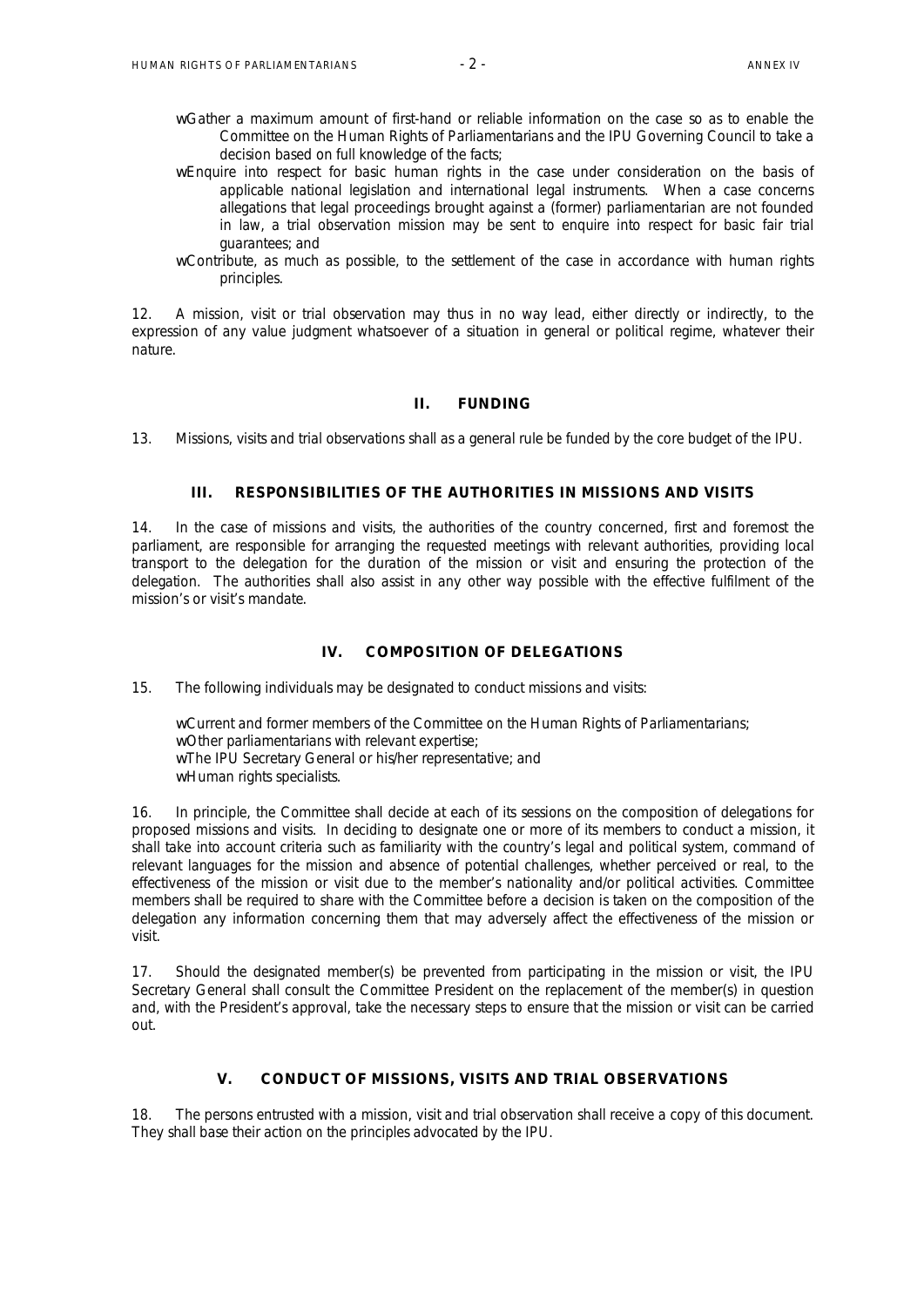- Gather a maximum amount of first-hand or reliable information on the case so as to enable the Committee on the Human Rights of Parliamentarians and the IPU Governing Council to take a decision based on full knowledge of the facts;
- Enquire into respect for basic human rights in the case under consideration on the basis of applicable national legislation and international legal instruments. When a case concerns allegations that legal proceedings brought against a (former) parliamentarian are not founded in law, a trial observation mission may be sent to enquire into respect for basic fair trial guarantees; and
- Contribute, as much as possible, to the settlement of the case in accordance with human rights principles.

12. A mission, visit or trial observation may thus in no way lead, either directly or indirectly, to the expression of any value judgment whatsoever of a situation in general or political regime, whatever their nature.

## II. FUNDING

13. Missions, visits and trial observations shall as a general rule be funded by the core budget of the IPU.

## III. RESPONSIBILITIES OF THE AUTHORITIES IN MISSIONS AND VISITS

14. In the case of missions and visits, the authorities of the country concerned, first and foremost the parliament, are responsible for arranging the requested meetings with relevant authorities, providing local transport to the delegation for the duration of the mission or visit and ensuring the protection of the delegation. The authorities shall also assist in any other way possible with the effective fulfilment of the mission's or visit's mandate.

## IV. COMPOSITION OF DELEGATIONS

15. The following individuals may be designated to conduct missions and visits:

- Current and former members of the Committee on the Human Rights of Parliamentarians;
- Other parliamentarians with relevant expertise;
- The IPU Secretary General or his/her representative; and
- Human rights specialists.

16. In principle, the Committee shall decide at each of its sessions on the composition of delegations for proposed missions and visits. In deciding to designate one or more of its members to conduct a mission, it shall take into account criteria such as familiarity with the country's legal and political system, command of relevant languages for the mission and absence of potential challenges, whether perceived or real, to the effectiveness of the mission or visit due to the member's nationality and/or political activities. Committee members shall be required to share with the Committee before a decision is taken on the composition of the delegation any information concerning them that may adversely affect the effectiveness of the mission or visit.

17. Should the designated member(s) be prevented from participating in the mission or visit, the IPU Secretary General shall consult the Committee President on the replacement of the member(s) in question and, with the President's approval, take the necessary steps to ensure that the mission or visit can be carried out.

## V. CONDUCT OF MISSIONS, VISITS AND TRIAL OBSERVATIONS

18. The persons entrusted with a mission, visit and trial observation shall receive a copy of this document. They shall base their action on the principles advocated by the IPU.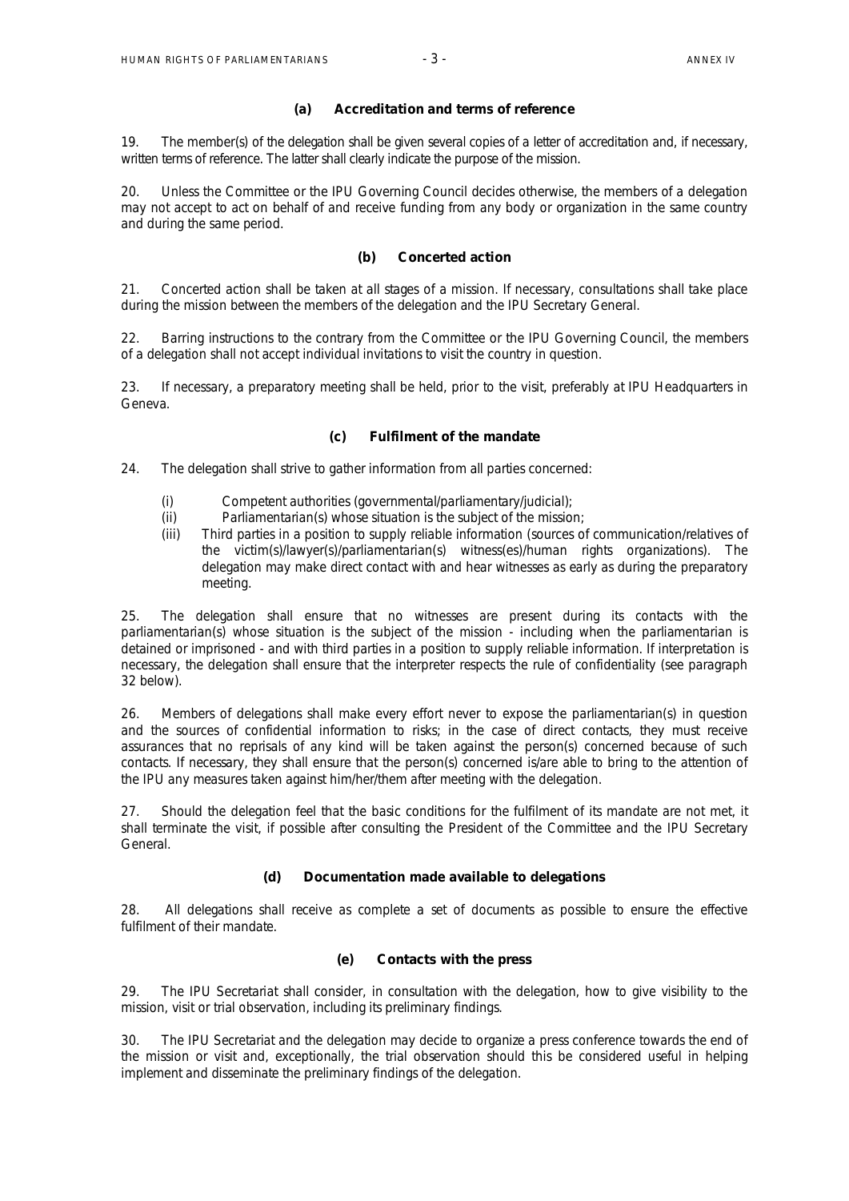#### (a) Accreditation and terms of reference

19. The member(s) of the delegation shall be given several copies of a letter of accreditation and, if necessary, written terms of reference. The latter shall clearly indicate the purpose of the mission.

20. Unless the Committee or the IPU Governing Council decides otherwise, the members of a delegation may not accept to act on behalf of and receive funding from any body or organization in the same country and during the same period.

#### (b) Concerted action

21. Concerted action shall be taken at all stages of a mission. If necessary, consultations shall take place during the mission between the members of the delegation and the IPU Secretary General.

22. Barring instructions to the contrary from the Committee or the IPU Governing Council, the members of a delegation shall not accept individual invitations to visit the country in question.

23. If necessary, a preparatory meeting shall be held, prior to the visit, preferably at IPU Headquarters in Geneva.

#### (c) Fulfilment of the mandate

24. The delegation shall strive to gather information from all parties concerned:

- (i) Competent authorities (governmental/parliamentary/judicial);
- (ii) Parliamentarian(s) whose situation is the subject of the mission;
- (iii) Third parties in a position to supply reliable information (sources of communication/relatives of the victim(s)/lawyer(s)/parliamentarian(s) witness(es)/human rights organizations). The delegation may make direct contact with and hear witnesses as early as during the preparatory meeting.

25. The delegation shall ensure that no witnesses are present during its contacts with the parliamentarian(s) whose situation is the subject of the mission - including when the parliamentarian is detained or imprisoned - and with third parties in a position to supply reliable information. If interpretation is necessary, the delegation shall ensure that the interpreter respects the rule of confidentiality (see paragraph 32 below).

26. Members of delegations shall make every effort never to expose the parliamentarian(s) in question and the sources of confidential information to risks; in the case of direct contacts, they must receive assurances that no reprisals of any kind will be taken against the person(s) concerned because of such contacts. If necessary, they shall ensure that the person(s) concerned is/are able to bring to the attention of the IPU any measures taken against him/her/them after meeting with the delegation.

27. Should the delegation feel that the basic conditions for the fulfilment of its mandate are not met, it shall terminate the visit, if possible after consulting the President of the Committee and the IPU Secretary General.

#### (d) Documentation made available to delegations

28. All delegations shall receive as complete a set of documents as possible to ensure the effective fulfilment of their mandate.

#### (e) Contacts with the press

29. The IPU Secretariat shall consider, in consultation with the delegation, how to give visibility to the mission, visit or trial observation, including its preliminary findings.

30. The IPU Secretariat and the delegation may decide to organize a press conference towards the end of the mission or visit and, exceptionally, the trial observation should this be considered useful in helping implement and disseminate the preliminary findings of the delegation.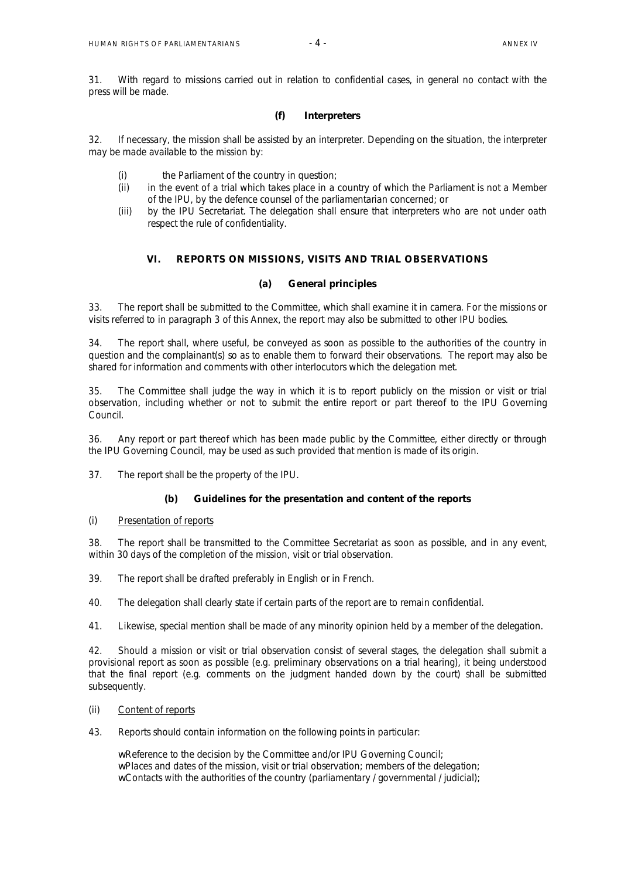31. With regard to missions carried out in relation to confidential cases, in general no contact with the press will be made.

#### (f) Interpreters

32. If necessary, the mission shall be assisted by an interpreter. Depending on the situation, the interpreter may be made available to the mission by:

- (i) the Parliament of the country in question;
- (ii) in the event of a trial which takes place in a country of which the Parliament is not a Member of the IPU, by the defence counsel of the parliamentarian concerned; or
- (iii) by the IPU Secretariat. The delegation shall ensure that interpreters who are not under oath respect the rule of confidentiality.

## VI. REPORTS ON MISSIONS, VISITS AND TRIAL OBSERVATIONS

#### (a) General principles

33. The report shall be submitted to the Committee, which shall examine it in camera. For the missions or visits referred to in paragraph 3 of this Annex, the report may also be submitted to other IPU bodies.

34. The report shall, where useful, be conveyed as soon as possible to the authorities of the country in question and the complainant(s) so as to enable them to forward their observations. The report may also be shared for information and comments with other interlocutors which the delegation met.

35. The Committee shall judge the way in which it is to report publicly on the mission or visit or trial observation, including whether or not to submit the entire report or part thereof to the IPU Governing Council.

36. Any report or part thereof which has been made public by the Committee, either directly or through the IPU Governing Council, may be used as such provided that mention is made of its origin.

37. The report shall be the property of the IPU.

#### (b) Guidelines for the presentation and content of the reports

(i) Presentation of reports

38. The report shall be transmitted to the Committee Secretariat as soon as possible, and in any event, within 30 days of the completion of the mission, visit or trial observation.

39. The report shall be drafted preferably in English or in French.

40. The delegation shall clearly state if certain parts of the report are to remain confidential.

41. Likewise, special mention shall be made of any minority opinion held by a member of the delegation.

42. Should a mission or visit or trial observation consist of several stages, the delegation shall submit a provisional report as soon as possible (e.g. preliminary observations on a trial hearing), it being understood that the final report (e.g. comments on the judgment handed down by the court) shall be submitted subsequently.

(ii) Content of reports

43. Reports should contain information on the following points in particular:

- Reference to the decision by the Committee and/or IPU Governing Council;
- Places and dates of the mission, visit or trial observation; members of the delegation;
- Contacts with the authorities of the country (parliamentary / governmental / judicial);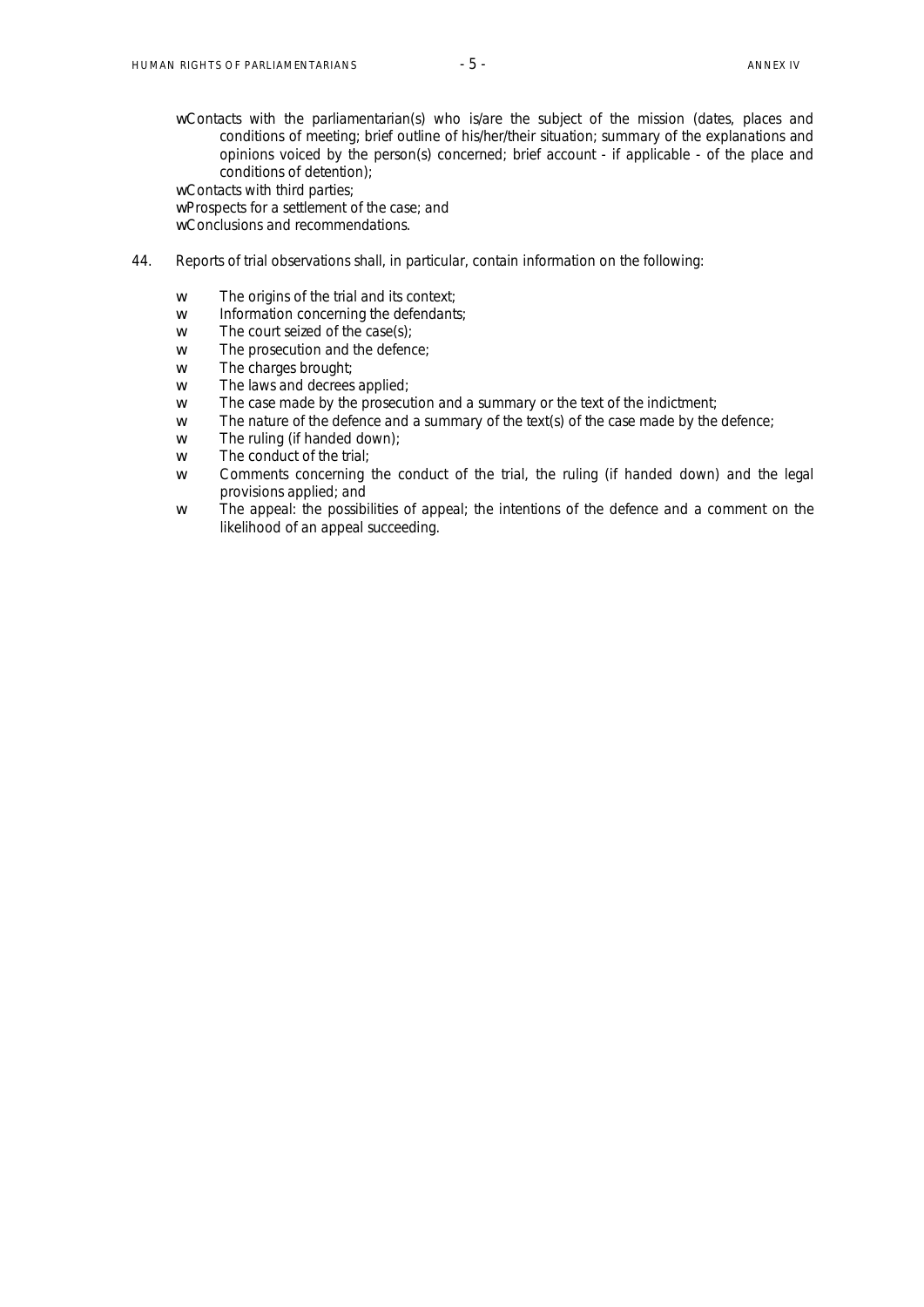- Contacts with the parliamentarian(s) who is/are the subject of the mission (dates, places and conditions of meeting; brief outline of his/her/their situation; summary of the explanations and opinions voiced by the person(s) concerned; brief account - if applicable - of the place and conditions of detention);
- Contacts with third parties;
- Prospects for a settlement of the case; and
- Conclusions and recommendations.

44. Reports of trial observations shall, in particular, contain information on the following:

- The origins of the trial and its context;
- Information concerning the defendants;
- The court seized of the case(s);
- The prosecution and the defence;
- The charges brought;
- The laws and decrees applied;
- The case made by the prosecution and a summary or the text of the indictment;
- The nature of the defence and a summary of the text(s) of the case made by the defence;
- The ruling (if handed down);
- The conduct of the trial;
- Comments concerning the conduct of the trial, the ruling (if handed down) and the legal provisions applied; and
- The appeal: the possibilities of appeal; the intentions of the defence and a comment on the likelihood of an appeal succeeding.